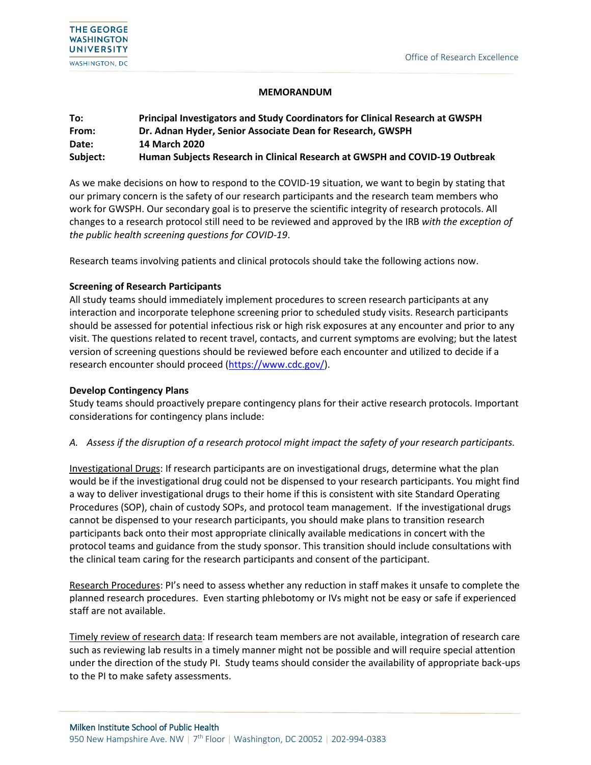## MEMORANDUM

**To:** Principal Investigators and Study Coordinators for Clinical Research at GWSPH
**From:** Dr. Adnan Hyder, Senior Associate Dean for Research, GWSPH
**Date:** 14 March 2020
**Subject:** Human Subjects Research in Clinical Research at GWSPH and COVID-19 Outbreak

As we make decisions on how to respond to the COVID-19 situation, we want to begin by stating that our primary concern is the safety of our research participants and the research team members who work for GWSPH. Our secondary goal is to preserve the scientific integrity of research protocols. All changes to a research protocol still need to be reviewed and approved by the IRB *with the exception of the public health screening questions for COVID-19*.

Research teams involving patients and clinical protocols should take the following actions now.

**Screening of Research Participants**

All study teams should immediately implement procedures to screen research participants at any interaction and incorporate telephone screening prior to scheduled study visits. Research participants should be assessed for potential infectious risk or high risk exposures at any encounter and prior to any visit. The questions related to recent travel, contacts, and current symptoms are evolving; but the latest version of screening questions should be reviewed before each encounter and utilized to decide if a research encounter should proceed (https://www.cdc.gov/).

**Develop Contingency Plans**

Study teams should proactively prepare contingency plans for their active research protocols. Important considerations for contingency plans include:

*A. Assess if the disruption of a research protocol might impact the safety of your research participants.*

Investigational Drugs: If research participants are on investigational drugs, determine what the plan would be if the investigational drug could not be dispensed to your research participants. You might find a way to deliver investigational drugs to their home if this is consistent with site Standard Operating Procedures (SOP), chain of custody SOPs, and protocol team management. If the investigational drugs cannot be dispensed to your research participants, you should make plans to transition research participants back onto their most appropriate clinically available medications in concert with the protocol teams and guidance from the study sponsor. This transition should include consultations with the clinical team caring for the research participants and consent of the participant.

Research Procedures: PI's need to assess whether any reduction in staff makes it unsafe to complete the planned research procedures. Even starting phlebotomy or IVs might not be easy or safe if experienced staff are not available.

Timely review of research data: If research team members are not available, integration of research care such as reviewing lab results in a timely manner might not be possible and will require special attention under the direction of the study PI. Study teams should consider the availability of appropriate back-ups to the PI to make safety assessments.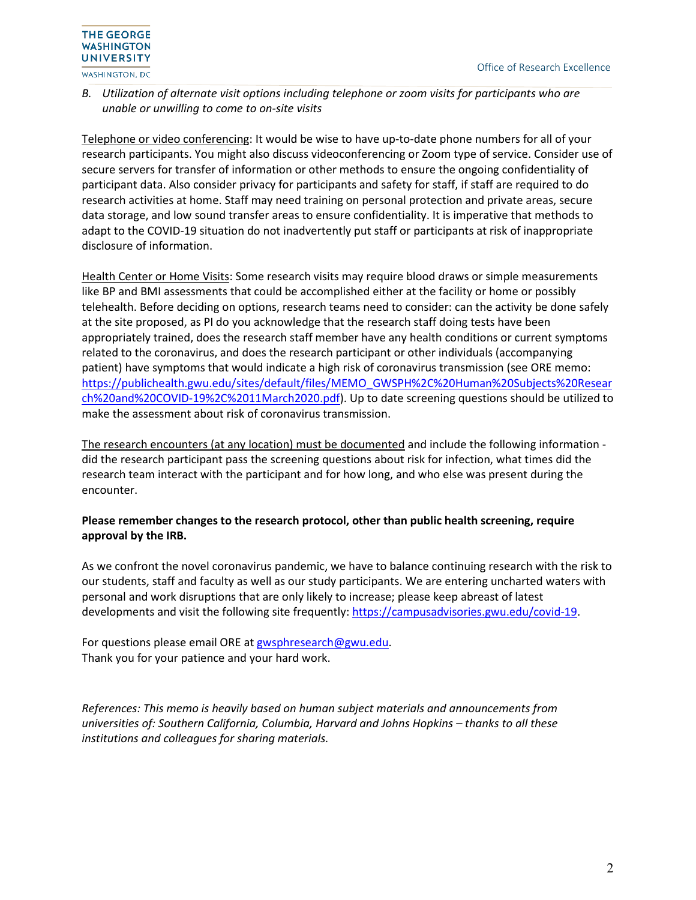*B. Utilization of alternate visit options including telephone or zoom visits for participants who are unable or unwilling to come to on-site visits*

Telephone or video conferencing: It would be wise to have up-to-date phone numbers for all of your research participants. You might also discuss videoconferencing or Zoom type of service. Consider use of secure servers for transfer of information or other methods to ensure the ongoing confidentiality of participant data. Also consider privacy for participants and safety for staff, if staff are required to do research activities at home. Staff may need training on personal protection and private areas, secure data storage, and low sound transfer areas to ensure confidentiality. It is imperative that methods to adapt to the COVID-19 situation do not inadvertently put staff or participants at risk of inappropriate disclosure of information.

Health Center or Home Visits: Some research visits may require blood draws or simple measurements like BP and BMI assessments that could be accomplished either at the facility or home or possibly telehealth. Before deciding on options, research teams need to consider: can the activity be done safely at the site proposed, as PI do you acknowledge that the research staff doing tests have been appropriately trained, does the research staff member have any health conditions or current symptoms related to the coronavirus, and does the research participant or other individuals (accompanying patient) have symptoms that would indicate a high risk of coronavirus transmission (see ORE memo: [https://publichealth.gwu.edu/sites/default/files/MEMO_GWSPH%2C%20Human%20Subjects%20Research%20and%20COVID-19%2C%2011March2020.pdf](https://publichealth.gwu.edu/sites/default/files/MEMO_GWSPH%2C%20Human%20Subjects%20Research%20and%20COVID-19%2C%2011March2020.pdf)). Up to date screening questions should be utilized to make the assessment about risk of coronavirus transmission.

The research encounters (at any location) must be documented and include the following information - did the research participant pass the screening questions about risk for infection, what times did the research team interact with the participant and for how long, and who else was present during the encounter.

**Please remember changes to the research protocol, other than public health screening, require approval by the IRB.**

As we confront the novel coronavirus pandemic, we have to balance continuing research with the risk to our students, staff and faculty as well as our study participants. We are entering uncharted waters with personal and work disruptions that are only likely to increase; please keep abreast of latest developments and visit the following site frequently: [https://campusadvisories.gwu.edu/covid-19](https://campusadvisories.gwu.edu/covid-19).

For questions please email ORE at [gwsphresearch@gwu.edu](mailto:gwsphresearch@gwu.edu).
Thank you for your patience and your hard work.

*References: This memo is heavily based on human subject materials and announcements from universities of: Southern California, Columbia, Harvard and Johns Hopkins – thanks to all these institutions and colleagues for sharing materials.*